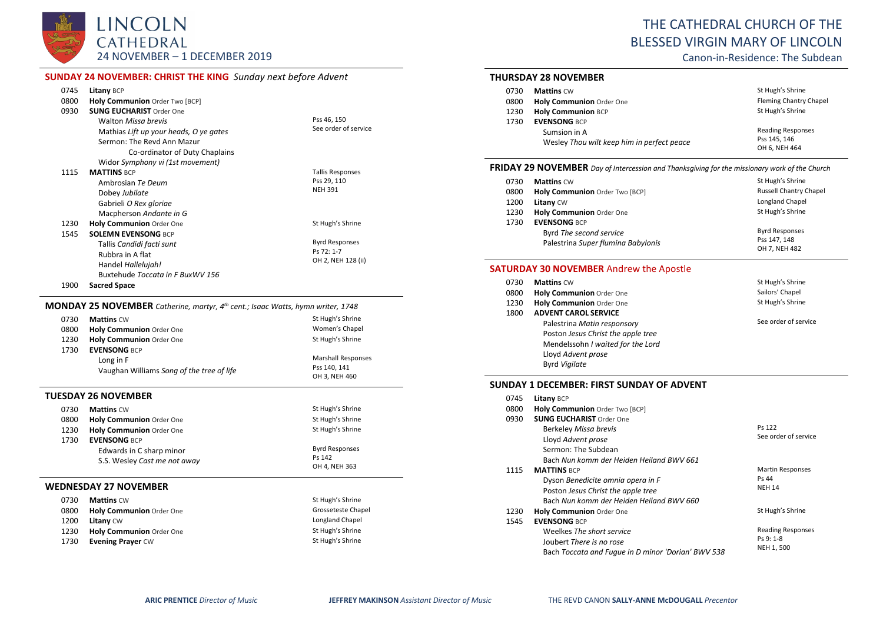# LINCOLN CATHEDRAL

24 NOVEMBER – 1 DECEMBER 2019

# THE CATHEDRAL CHURCH OF THE BLESSED VIRGIN MARY OF LINCOLN

Canon-in-Residence: The Subdean

## SUNDAY 24 NOVEMBER: CHRIST THE KING *Sunday next before Advent*

| | | |
|---|---|---|
| 0745 | **Litany** BCP | |
| 0800 | **Holy Communion** Order Two [BCP] | |
| 0930 | **SUNG EUCHARIST** Order One | |
| | Walton *Missa brevis* | Pss 46, 150 |
| | Mathias *Lift up your heads, O ye gates* | See order of service |
| | Sermon: The Revd Ann Mazur | |
| | Co-ordinator of Duty Chaplains | |
| | Widor *Symphony vi (1st movement)* | |
| 1115 | **MATTINS** BCP | Tallis Responses |
| | Ambrosian *Te Deum* | Pss 29, 110 |
| | Dobey *Jubilate* | NEH 391 |
| | Gabrieli *O Rex gloriae* | |
| | Macpherson *Andante in G* | |
| 1230 | **Holy Communion** Order One | St Hugh's Shrine |
| 1545 | **SOLEMN EVENSONG** BCP | |
| | Tallis *Candidi facti sunt* | Byrd Responses |
| | Rubbra in A flat | Ps 72: 1-7 |
| | Handel *Hallelujah!* | OH 2, NEH 128 (ii) |
| | Buxtehude *Toccata in F BuxWV 156* | |
| 1900 | **Sacred Space** | |

## MONDAY 25 NOVEMBER *Catherine, martyr, 4th cent.; Isaac Watts, hymn writer, 1748*

| | | |
|---|---|---|
| 0730 | **Mattins** CW | St Hugh's Shrine |
| 0800 | **Holy Communion** Order One | Women's Chapel |
| 1230 | **Holy Communion** Order One | St Hugh's Shrine |
| 1730 | **EVENSONG** BCP | |
| | Long in F | Marshall Responses |
| | Vaughan Williams *Song of the tree of life* | Pss 140, 141 |
| | | OH 3, NEH 460 |

## TUESDAY 26 NOVEMBER

| | | |
|---|---|---|
| 0730 | **Mattins** CW | St Hugh's Shrine |
| 0800 | **Holy Communion** Order One | St Hugh's Shrine |
| 1230 | **Holy Communion** Order One | St Hugh's Shrine |
| 1730 | **EVENSONG** BCP | |
| | Edwards in C sharp minor | Byrd Responses |
| | S.S. Wesley *Cast me not away* | Ps 142 |
| | | OH 4, NEH 363 |

## WEDNESDAY 27 NOVEMBER

| | | |
|---|---|---|
| 0730 | **Mattins** CW | St Hugh's Shrine |
| 0800 | **Holy Communion** Order One | Grosseteste Chapel |
| 1200 | **Litany** CW | Longland Chapel |
| 1230 | **Holy Communion** Order One | St Hugh's Shrine |
| 1730 | **Evening Prayer** CW | St Hugh's Shrine |

## THURSDAY 28 NOVEMBER

| | | |
|---|---|---|
| 0730 | **Mattins** CW | St Hugh's Shrine |
| 0800 | **Holy Communion** Order One | Fleming Chantry Chapel |
| 1230 | **Holy Communion** BCP | St Hugh's Shrine |
| 1730 | **EVENSONG** BCP | |
| | Sumsion in A | Reading Responses |
| | Wesley *Thou wilt keep him in perfect peace* | Pss 145, 146 |
| | | OH 6, NEH 464 |

## FRIDAY 29 NOVEMBER *Day of Intercession and Thanksgiving for the missionary work of the Church*

| | | |
|---|---|---|
| 0730 | **Mattins** CW | St Hugh's Shrine |
| 0800 | **Holy Communion** Order Two [BCP] | Russell Chantry Chapel |
| 1200 | **Litany** CW | Longland Chapel |
| 1230 | **Holy Communion** Order One | St Hugh's Shrine |
| 1730 | **EVENSONG** BCP | |
| | Byrd *The second service* | Byrd Responses |
| | Palestrina *Super flumina Babylonis* | Pss 147, 148 |
| | | OH 7, NEH 482 |

## SATURDAY 30 NOVEMBER Andrew the Apostle

| | | |
|---|---|---|
| 0730 | **Mattins** CW | St Hugh's Shrine |
| 0800 | **Holy Communion** Order One | Sailors' Chapel |
| 1230 | **Holy Communion** Order One | St Hugh's Shrine |
| 1800 | **ADVENT CAROL SERVICE** | |
| | Palestrina *Matin responsory* | See order of service |
| | Poston *Jesus Christ the apple tree* | |
| | Mendelssohn *I waited for the Lord* | |
| | Lloyd *Advent prose* | |
| | Byrd *Vigilate* | |

## SUNDAY 1 DECEMBER: FIRST SUNDAY OF ADVENT

| | | |
|---|---|---|
| 0745 | **Litany** BCP | |
| 0800 | **Holy Communion** Order Two [BCP] | |
| 0930 | **SUNG EUCHARIST** Order One | |
| | Berkeley *Missa brevis* | Ps 122 |
| | Lloyd *Advent prose* | See order of service |
| | Sermon: The Subdean | |
| | Bach *Nun komm der Heiden Heiland BWV 661* | |
| 1115 | **MATTINS** BCP | Martin Responses |
| | Dyson *Benedicite omnia opera in F* | Ps 44 |
| | Poston *Jesus Christ the apple tree* | NEH 14 |
| | Bach *Nun komm der Heiden Heiland BWV 660* | |
| 1230 | **Holy Communion** Order One | St Hugh's Shrine |
| 1545 | **EVENSONG** BCP | |
| | Weelkes *The short service* | Reading Responses |
| | Joubert *There is no rose* | Ps 9: 1-8 |
| | Bach *Toccata and Fugue in D minor 'Dorian' BWV 538* | NEH 1, 500 |

**ARIC PRENTICE** *Director of Music* **JEFFREY MAKINSON** *Assistant Director of Music* THE REVD CANON **SALLY-ANNE McDOUGALL** *Precentor*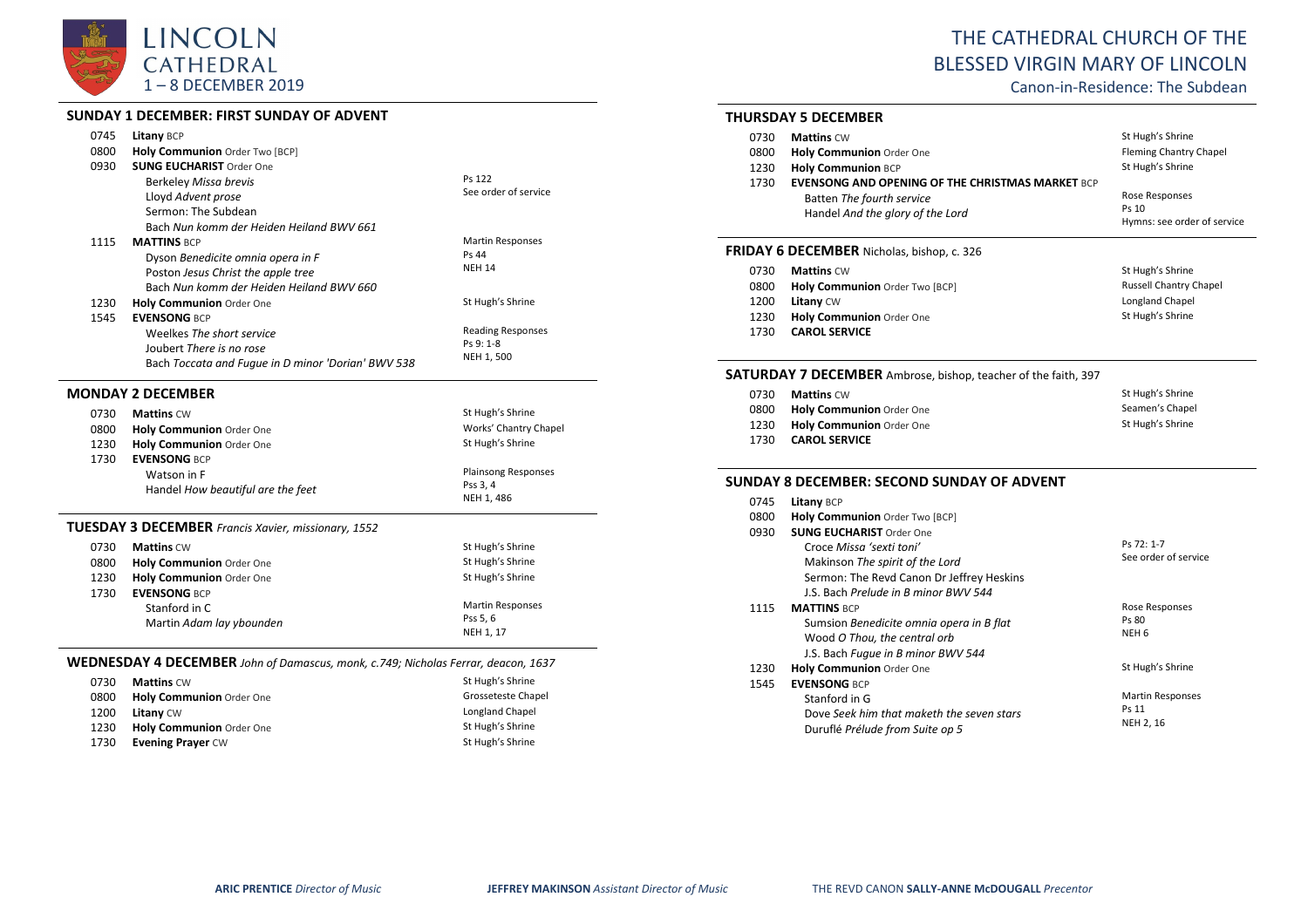# LINCOLN CATHEDRAL

1 – 8 DECEMBER 2019

# THE CATHEDRAL CHURCH OF THE BLESSED VIRGIN MARY OF LINCOLN

Canon-in-Residence: The Subdean

## SUNDAY 1 DECEMBER: FIRST SUNDAY OF ADVENT

| | | |
|---|---|---|
| 0745 | **Litany** BCP | |
| 0800 | **Holy Communion** Order Two [BCP] | |
| 0930 | **SUNG EUCHARIST** Order One | |
| | Berkeley *Missa brevis* | Ps 122 |
| | Lloyd *Advent prose* | See order of service |
| | Sermon: The Subdean | |
| | Bach *Nun komm der Heiden Heiland BWV 661* | |
| 1115 | **MATTINS** BCP | Martin Responses |
| | Dyson *Benedicite omnia opera in F* | Ps 44 |
| | Poston *Jesus Christ the apple tree* | NEH 14 |
| | Bach *Nun komm der Heiden Heiland BWV 660* | |
| 1230 | **Holy Communion** Order One | St Hugh's Shrine |
| 1545 | **EVENSONG** BCP | |
| | Weelkes *The short service* | Reading Responses |
| | Joubert *There is no rose* | Ps 9: 1-8 |
| | Bach *Toccata and Fugue in D minor 'Dorian' BWV 538* | NEH 1, 500 |

## MONDAY 2 DECEMBER

| | | |
|---|---|---|
| 0730 | **Mattins** CW | St Hugh's Shrine |
| 0800 | **Holy Communion** Order One | Works' Chantry Chapel |
| 1230 | **Holy Communion** Order One | St Hugh's Shrine |
| 1730 | **EVENSONG** BCP | |
| | Watson in F | Plainsong Responses |
| | Handel *How beautiful are the feet* | Pss 3, 4 |
| | | NEH 1, 486 |

## TUESDAY 3 DECEMBER *Francis Xavier, missionary, 1552*

| | | |
|---|---|---|
| 0730 | **Mattins** CW | St Hugh's Shrine |
| 0800 | **Holy Communion** Order One | St Hugh's Shrine |
| 1230 | **Holy Communion** Order One | St Hugh's Shrine |
| 1730 | **EVENSONG** BCP | |
| | Stanford in C | Martin Responses |
| | Martin *Adam lay ybounden* | Pss 5, 6 |
| | | NEH 1, 17 |

## WEDNESDAY 4 DECEMBER *John of Damascus, monk, c.749; Nicholas Ferrar, deacon, 1637*

| | | |
|---|---|---|
| 0730 | **Mattins** CW | St Hugh's Shrine |
| 0800 | **Holy Communion** Order One | Grosseteste Chapel |
| 1200 | **Litany** CW | Longland Chapel |
| 1230 | **Holy Communion** Order One | St Hugh's Shrine |
| 1730 | **Evening Prayer** CW | St Hugh's Shrine |

## THURSDAY 5 DECEMBER

| | | |
|---|---|---|
| 0730 | **Mattins** CW | St Hugh's Shrine |
| 0800 | **Holy Communion** Order One | Fleming Chantry Chapel |
| 1230 | **Holy Communion** BCP | St Hugh's Shrine |
| 1730 | **EVENSONG AND OPENING OF THE CHRISTMAS MARKET** BCP | |
| | Batten *The fourth service* | Rose Responses |
| | Handel *And the glory of the Lord* | Ps 10 |
| | | Hymns: see order of service |

## FRIDAY 6 DECEMBER Nicholas, bishop, c. 326

| | | |
|---|---|---|
| 0730 | **Mattins** CW | St Hugh's Shrine |
| 0800 | **Holy Communion** Order Two [BCP] | Russell Chantry Chapel |
| 1200 | **Litany** CW | Longland Chapel |
| 1230 | **Holy Communion** Order One | St Hugh's Shrine |
| 1730 | **CAROL SERVICE** | |

## SATURDAY 7 DECEMBER Ambrose, bishop, teacher of the faith, 397

| | | |
|---|---|---|
| 0730 | **Mattins** CW | St Hugh's Shrine |
| 0800 | **Holy Communion** Order One | Seamen's Chapel |
| 1230 | **Holy Communion** Order One | St Hugh's Shrine |
| 1730 | **CAROL SERVICE** | |

## SUNDAY 8 DECEMBER: SECOND SUNDAY OF ADVENT

| | | |
|---|---|---|
| 0745 | **Litany** BCP | |
| 0800 | **Holy Communion** Order Two [BCP] | |
| 0930 | **SUNG EUCHARIST** Order One | |
| | Croce *Missa 'sexti toni'* | Ps 72: 1-7 |
| | Makinson *The spirit of the Lord* | See order of service |
| | Sermon: The Revd Canon Dr Jeffrey Heskins | |
| | J.S. Bach *Prelude in B minor BWV 544* | |
| 1115 | **MATTINS** BCP | Rose Responses |
| | Sumsion *Benedicite omnia opera in B flat* | Ps 80 |
| | Wood *O Thou, the central orb* | NEH 6 |
| | J.S. Bach *Fugue in B minor BWV 544* | |
| 1230 | **Holy Communion** Order One | St Hugh's Shrine |
| 1545 | **EVENSONG** BCP | |
| | Stanford in G | Martin Responses |
| | Dove *Seek him that maketh the seven stars* | Ps 11 |
| | Duruflé *Prélude from Suite op 5* | NEH 2, 16 |

**ARIC PRENTICE** *Director of Music* **JEFFREY MAKINSON** *Assistant Director of Music* THE REVD CANON **SALLY-ANNE McDOUGALL** *Precentor*